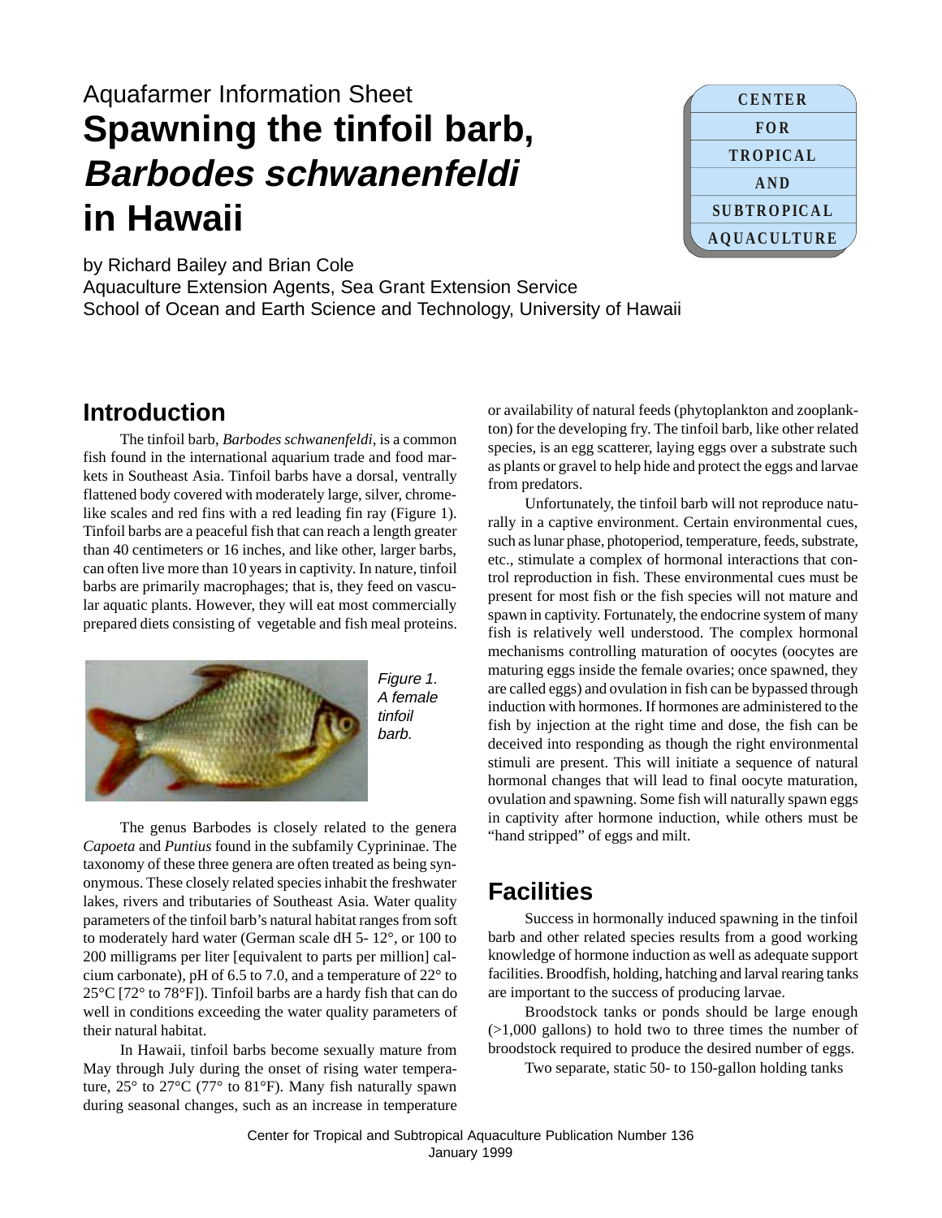Aquafarmer Information Sheet

# Spawning the tinfoil barb, *Barbodes schwanenfeldi* in Hawaii

CENTER FOR TROPICAL AND SUBTROPICAL AQUACULTURE

by Richard Bailey and Brian Cole
Aquaculture Extension Agents, Sea Grant Extension Service
School of Ocean and Earth Science and Technology, University of Hawaii

## Introduction

The tinfoil barb, *Barbodes schwanenfeldi*, is a common fish found in the international aquarium trade and food markets in Southeast Asia. Tinfoil barbs have a dorsal, ventrally flattened body covered with moderately large, silver, chrome-like scales and red fins with a red leading fin ray (Figure 1). Tinfoil barbs are a peaceful fish that can reach a length greater than 40 centimeters or 16 inches, and like other, larger barbs, can often live more than 10 years in captivity. In nature, tinfoil barbs are primarily macrophages; that is, they feed on vascular aquatic plants. However, they will eat most commercially prepared diets consisting of vegetable and fish meal proteins.

*Figure 1. A female tinfoil barb.*

The genus Barbodes is closely related to the genera *Capoeta* and *Puntius* found in the subfamily Cyprininae. The taxonomy of these three genera are often treated as being synonymous. These closely related species inhabit the freshwater lakes, rivers and tributaries of Southeast Asia. Water quality parameters of the tinfoil barb's natural habitat ranges from soft to moderately hard water (German scale dH 5- 12°, or 100 to 200 milligrams per liter [equivalent to parts per million] calcium carbonate), pH of 6.5 to 7.0, and a temperature of 22° to 25°C [72° to 78°F]). Tinfoil barbs are a hardy fish that can do well in conditions exceeding the water quality parameters of their natural habitat.

In Hawaii, tinfoil barbs become sexually mature from May through July during the onset of rising water temperature, 25° to 27°C (77° to 81°F). Many fish naturally spawn during seasonal changes, such as an increase in temperature or availability of natural feeds (phytoplankton and zooplankton) for the developing fry. The tinfoil barb, like other related species, is an egg scatterer, laying eggs over a substrate such as plants or gravel to help hide and protect the eggs and larvae from predators.

Unfortunately, the tinfoil barb will not reproduce naturally in a captive environment. Certain environmental cues, such as lunar phase, photoperiod, temperature, feeds, substrate, etc., stimulate a complex of hormonal interactions that control reproduction in fish. These environmental cues must be present for most fish or the fish species will not mature and spawn in captivity. Fortunately, the endocrine system of many fish is relatively well understood. The complex hormonal mechanisms controlling maturation of oocytes (oocytes are maturing eggs inside the female ovaries; once spawned, they are called eggs) and ovulation in fish can be bypassed through induction with hormones. If hormones are administered to the fish by injection at the right time and dose, the fish can be deceived into responding as though the right environmental stimuli are present. This will initiate a sequence of natural hormonal changes that will lead to final oocyte maturation, ovulation and spawning. Some fish will naturally spawn eggs in captivity after hormone induction, while others must be "hand stripped" of eggs and milt.

## Facilities

Success in hormonally induced spawning in the tinfoil barb and other related species results from a good working knowledge of hormone induction as well as adequate support facilities. Broodfish, holding, hatching and larval rearing tanks are important to the success of producing larvae.

Broodstock tanks or ponds should be large enough (>1,000 gallons) to hold two to three times the number of broodstock required to produce the desired number of eggs.

Two separate, static 50- to 150-gallon holding tanks

Center for Tropical and Subtropical Aquaculture Publication Number 136
January 1999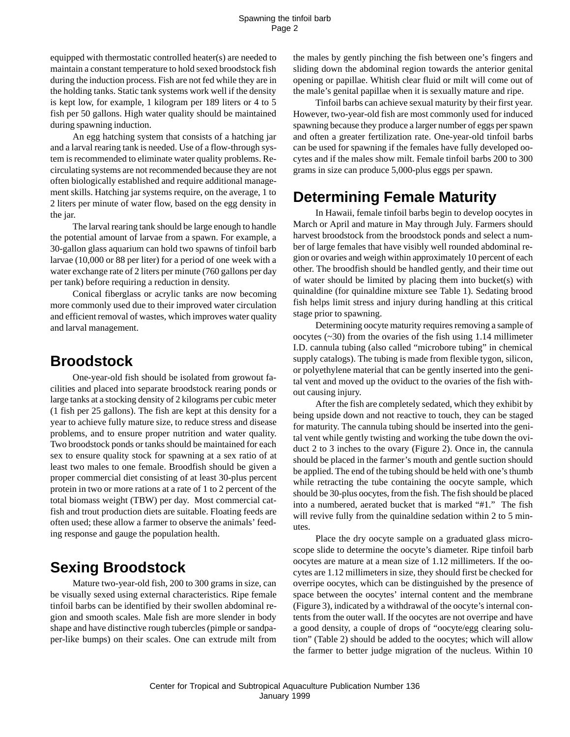equipped with thermostatic controlled heater(s) are needed to maintain a constant temperature to hold sexed broodstock fish during the induction process. Fish are not fed while they are in the holding tanks. Static tank systems work well if the density is kept low, for example, 1 kilogram per 189 liters or 4 to 5 fish per 50 gallons. High water quality should be maintained during spawning induction.

An egg hatching system that consists of a hatching jar and a larval rearing tank is needed. Use of a flow-through system is recommended to eliminate water quality problems. Recirculating systems are not recommended because they are not often biologically established and require additional management skills. Hatching jar systems require, on the average, 1 to 2 liters per minute of water flow, based on the egg density in the jar.

The larval rearing tank should be large enough to handle the potential amount of larvae from a spawn. For example, a 30-gallon glass aquarium can hold two spawns of tinfoil barb larvae (10,000 or 88 per liter) for a period of one week with a water exchange rate of 2 liters per minute (760 gallons per day per tank) before requiring a reduction in density.

Conical fiberglass or acrylic tanks are now becoming more commonly used due to their improved water circulation and efficient removal of wastes, which improves water quality and larval management.

## Broodstock

One-year-old fish should be isolated from growout facilities and placed into separate broodstock rearing ponds or large tanks at a stocking density of 2 kilograms per cubic meter (1 fish per 25 gallons). The fish are kept at this density for a year to achieve fully mature size, to reduce stress and disease problems, and to ensure proper nutrition and water quality. Two broodstock ponds or tanks should be maintained for each sex to ensure quality stock for spawning at a sex ratio of at least two males to one female. Broodfish should be given a proper commercial diet consisting of at least 30-plus percent protein in two or more rations at a rate of 1 to 2 percent of the total biomass weight (TBW) per day. Most commercial catfish and trout production diets are suitable. Floating feeds are often used; these allow a farmer to observe the animals' feeding response and gauge the population health.

## Sexing Broodstock

Mature two-year-old fish, 200 to 300 grams in size, can be visually sexed using external characteristics. Ripe female tinfoil barbs can be identified by their swollen abdominal region and smooth scales. Male fish are more slender in body shape and have distinctive rough tubercles (pimple or sandpaper-like bumps) on their scales. One can extrude milt from the males by gently pinching the fish between one's fingers and sliding down the abdominal region towards the anterior genital opening or papillae. Whitish clear fluid or milt will come out of the male's genital papillae when it is sexually mature and ripe.

Tinfoil barbs can achieve sexual maturity by their first year. However, two-year-old fish are most commonly used for induced spawning because they produce a larger number of eggs per spawn and often a greater fertilization rate. One-year-old tinfoil barbs can be used for spawning if the females have fully developed oocytes and if the males show milt. Female tinfoil barbs 200 to 300 grams in size can produce 5,000-plus eggs per spawn.

## Determining Female Maturity

In Hawaii, female tinfoil barbs begin to develop oocytes in March or April and mature in May through July. Farmers should harvest broodstock from the broodstock ponds and select a number of large females that have visibly well rounded abdominal region or ovaries and weigh within approximately 10 percent of each other. The broodfish should be handled gently, and their time out of water should be limited by placing them into bucket(s) with quinaldine (for quinaldine mixture see Table 1). Sedating brood fish helps limit stress and injury during handling at this critical stage prior to spawning.

Determining oocyte maturity requires removing a sample of oocytes (~30) from the ovaries of the fish using 1.14 millimeter I.D. cannula tubing (also called "microbore tubing" in chemical supply catalogs). The tubing is made from flexible tygon, silicon, or polyethylene material that can be gently inserted into the genital vent and moved up the oviduct to the ovaries of the fish without causing injury.

After the fish are completely sedated, which they exhibit by being upside down and not reactive to touch, they can be staged for maturity. The cannula tubing should be inserted into the genital vent while gently twisting and working the tube down the oviduct 2 to 3 inches to the ovary (Figure 2). Once in, the cannula should be placed in the farmer's mouth and gentle suction should be applied. The end of the tubing should be held with one's thumb while retracting the tube containing the oocyte sample, which should be 30-plus oocytes, from the fish. The fish should be placed into a numbered, aerated bucket that is marked "#1." The fish will revive fully from the quinaldine sedation within 2 to 5 minutes.

Place the dry oocyte sample on a graduated glass microscope slide to determine the oocyte's diameter. Ripe tinfoil barb oocytes are mature at a mean size of 1.12 millimeters. If the oocytes are 1.12 millimeters in size, they should first be checked for overripe oocytes, which can be distinguished by the presence of space between the oocytes' internal content and the membrane (Figure 3), indicated by a withdrawal of the oocyte's internal contents from the outer wall. If the oocytes are not overripe and have a good density, a couple of drops of "oocyte/egg clearing solution" (Table 2) should be added to the oocytes; which will allow the farmer to better judge migration of the nucleus. Within 10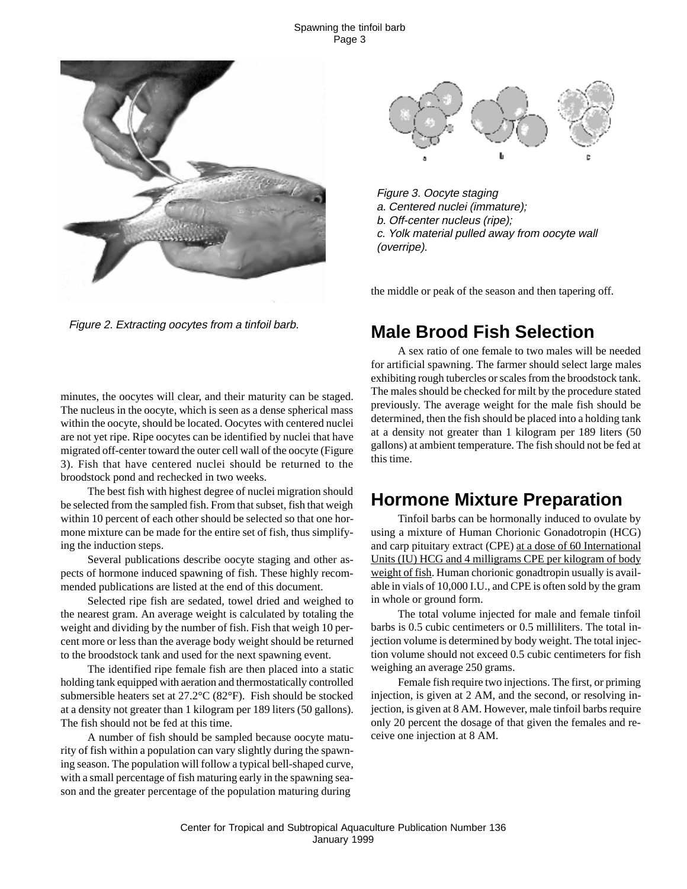Figure 2. Extracting oocytes from a tinfoil barb.

Figure 3. Oocyte staging
a. Centered nuclei (immature);
b. Off-center nucleus (ripe);
c. Yolk material pulled away from oocyte wall (overripe).

minutes, the oocytes will clear, and their maturity can be staged. The nucleus in the oocyte, which is seen as a dense spherical mass within the oocyte, should be located. Oocytes with centered nuclei are not yet ripe. Ripe oocytes can be identified by nuclei that have migrated off-center toward the outer cell wall of the oocyte (Figure 3). Fish that have centered nuclei should be returned to the broodstock pond and rechecked in two weeks.

The best fish with highest degree of nuclei migration should be selected from the sampled fish. From that subset, fish that weigh within 10 percent of each other should be selected so that one hormone mixture can be made for the entire set of fish, thus simplifying the induction steps.

Several publications describe oocyte staging and other aspects of hormone induced spawning of fish. These highly recommended publications are listed at the end of this document.

Selected ripe fish are sedated, towel dried and weighed to the nearest gram. An average weight is calculated by totaling the weight and dividing by the number of fish. Fish that weigh 10 percent more or less than the average body weight should be returned to the broodstock tank and used for the next spawning event.

The identified ripe female fish are then placed into a static holding tank equipped with aeration and thermostatically controlled submersible heaters set at 27.2°C (82°F). Fish should be stocked at a density not greater than 1 kilogram per 189 liters (50 gallons). The fish should not be fed at this time.

A number of fish should be sampled because oocyte maturity of fish within a population can vary slightly during the spawning season. The population will follow a typical bell-shaped curve, with a small percentage of fish maturing early in the spawning season and the greater percentage of the population maturing during the middle or peak of the season and then tapering off.

## Male Brood Fish Selection

A sex ratio of one female to two males will be needed for artificial spawning. The farmer should select large males exhibiting rough tubercles or scales from the broodstock tank. The males should be checked for milt by the procedure stated previously. The average weight for the male fish should be determined, then the fish should be placed into a holding tank at a density not greater than 1 kilogram per 189 liters (50 gallons) at ambient temperature. The fish should not be fed at this time.

## Hormone Mixture Preparation

Tinfoil barbs can be hormonally induced to ovulate by using a mixture of Human Chorionic Gonadotropin (HCG) and carp pituitary extract (CPE) <u>at a dose of 60 International Units (IU) HCG and 4 milligrams CPE per kilogram of body weight of fish</u>. Human chorionic gonadtropin usually is available in vials of 10,000 I.U., and CPE is often sold by the gram in whole or ground form.

The total volume injected for male and female tinfoil barbs is 0.5 cubic centimeters or 0.5 milliliters. The total injection volume is determined by body weight. The total injection volume should not exceed 0.5 cubic centimeters for fish weighing an average 250 grams.

Female fish require two injections. The first, or priming injection, is given at 2 AM, and the second, or resolving injection, is given at 8 AM. However, male tinfoil barbs require only 20 percent the dosage of that given the females and receive one injection at 8 AM.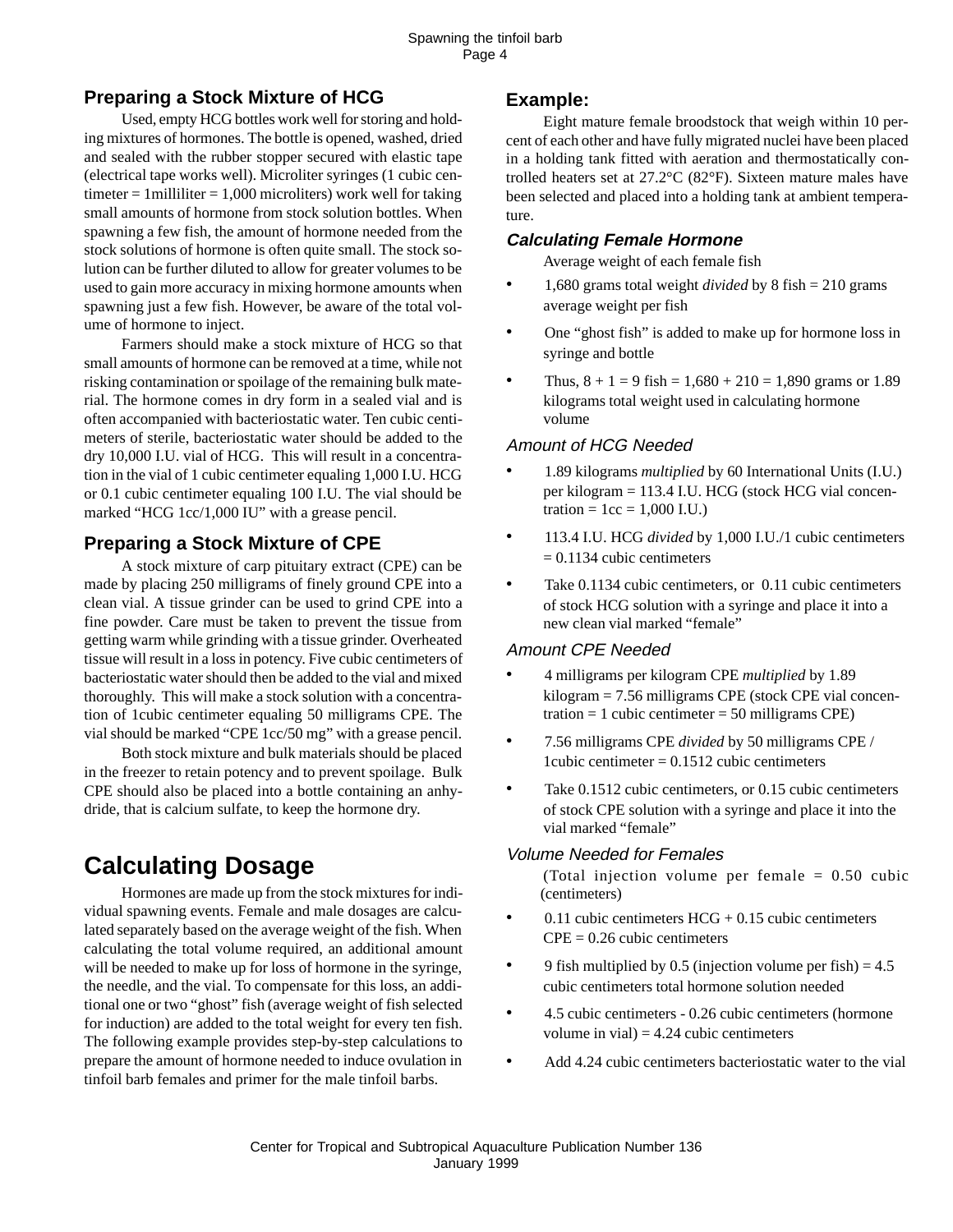## Preparing a Stock Mixture of HCG

Used, empty HCG bottles work well for storing and holding mixtures of hormones. The bottle is opened, washed, dried and sealed with the rubber stopper secured with elastic tape (electrical tape works well). Microliter syringes (1 cubic centimeter = 1milliliter = 1,000 microliters) work well for taking small amounts of hormone from stock solution bottles. When spawning a few fish, the amount of hormone needed from the stock solutions of hormone is often quite small. The stock solution can be further diluted to allow for greater volumes to be used to gain more accuracy in mixing hormone amounts when spawning just a few fish. However, be aware of the total volume of hormone to inject.

Farmers should make a stock mixture of HCG so that small amounts of hormone can be removed at a time, while not risking contamination or spoilage of the remaining bulk material. The hormone comes in dry form in a sealed vial and is often accompanied with bacteriostatic water. Ten cubic centimeters of sterile, bacteriostatic water should be added to the dry 10,000 I.U. vial of HCG. This will result in a concentration in the vial of 1 cubic centimeter equaling 1,000 I.U. HCG or 0.1 cubic centimeter equaling 100 I.U. The vial should be marked "HCG 1cc/1,000 IU" with a grease pencil.

## Preparing a Stock Mixture of CPE

A stock mixture of carp pituitary extract (CPE) can be made by placing 250 milligrams of finely ground CPE into a clean vial. A tissue grinder can be used to grind CPE into a fine powder. Care must be taken to prevent the tissue from getting warm while grinding with a tissue grinder. Overheated tissue will result in a loss in potency. Five cubic centimeters of bacteriostatic water should then be added to the vial and mixed thoroughly. This will make a stock solution with a concentration of 1cubic centimeter equaling 50 milligrams CPE. The vial should be marked "CPE 1cc/50 mg" with a grease pencil.

Both stock mixture and bulk materials should be placed in the freezer to retain potency and to prevent spoilage. Bulk CPE should also be placed into a bottle containing an anhydride, that is calcium sulfate, to keep the hormone dry.

# Calculating Dosage

Hormones are made up from the stock mixtures for individual spawning events. Female and male dosages are calculated separately based on the average weight of the fish. When calculating the total volume required, an additional amount will be needed to make up for loss of hormone in the syringe, the needle, and the vial. To compensate for this loss, an additional one or two "ghost" fish (average weight of fish selected for induction) are added to the total weight for every ten fish. The following example provides step-by-step calculations to prepare the amount of hormone needed to induce ovulation in tinfoil barb females and primer for the male tinfoil barbs.

## Example:

Eight mature female broodstock that weigh within 10 percent of each other and have fully migrated nuclei have been placed in a holding tank fitted with aeration and thermostatically controlled heaters set at 27.2°C (82°F). Sixteen mature males have been selected and placed into a holding tank at ambient temperature.

### *Calculating Female Hormone*

Average weight of each female fish

- 1,680 grams total weight *divided* by 8 fish = 210 grams average weight per fish
- One "ghost fish" is added to make up for hormone loss in syringe and bottle
- Thus, 8 + 1 = 9 fish = 1,680 + 210 = 1,890 grams or 1.89 kilograms total weight used in calculating hormone volume

### *Amount of HCG Needed*

- 1.89 kilograms *multiplied* by 60 International Units (I.U.) per kilogram = 113.4 I.U. HCG (stock HCG vial concentration = 1cc = 1,000 I.U.)
- 113.4 I.U. HCG *divided* by 1,000 I.U./1 cubic centimeters = 0.1134 cubic centimeters
- Take 0.1134 cubic centimeters, or 0.11 cubic centimeters of stock HCG solution with a syringe and place it into a new clean vial marked "female"

### *Amount CPE Needed*

- 4 milligrams per kilogram CPE *multiplied* by 1.89 kilogram = 7.56 milligrams CPE (stock CPE vial concentration = 1 cubic centimeter = 50 milligrams CPE)
- 7.56 milligrams CPE *divided* by 50 milligrams CPE / 1cubic centimeter = 0.1512 cubic centimeters
- Take 0.1512 cubic centimeters, or 0.15 cubic centimeters of stock CPE solution with a syringe and place it into the vial marked "female"

### *Volume Needed for Females*

(Total injection volume per female = 0.50 cubic centimeters)

- 0.11 cubic centimeters HCG + 0.15 cubic centimeters CPE = 0.26 cubic centimeters
- 9 fish multiplied by 0.5 (injection volume per fish) = 4.5 cubic centimeters total hormone solution needed
- 4.5 cubic centimeters - 0.26 cubic centimeters (hormone volume in vial) = 4.24 cubic centimeters
- Add 4.24 cubic centimeters bacteriostatic water to the vial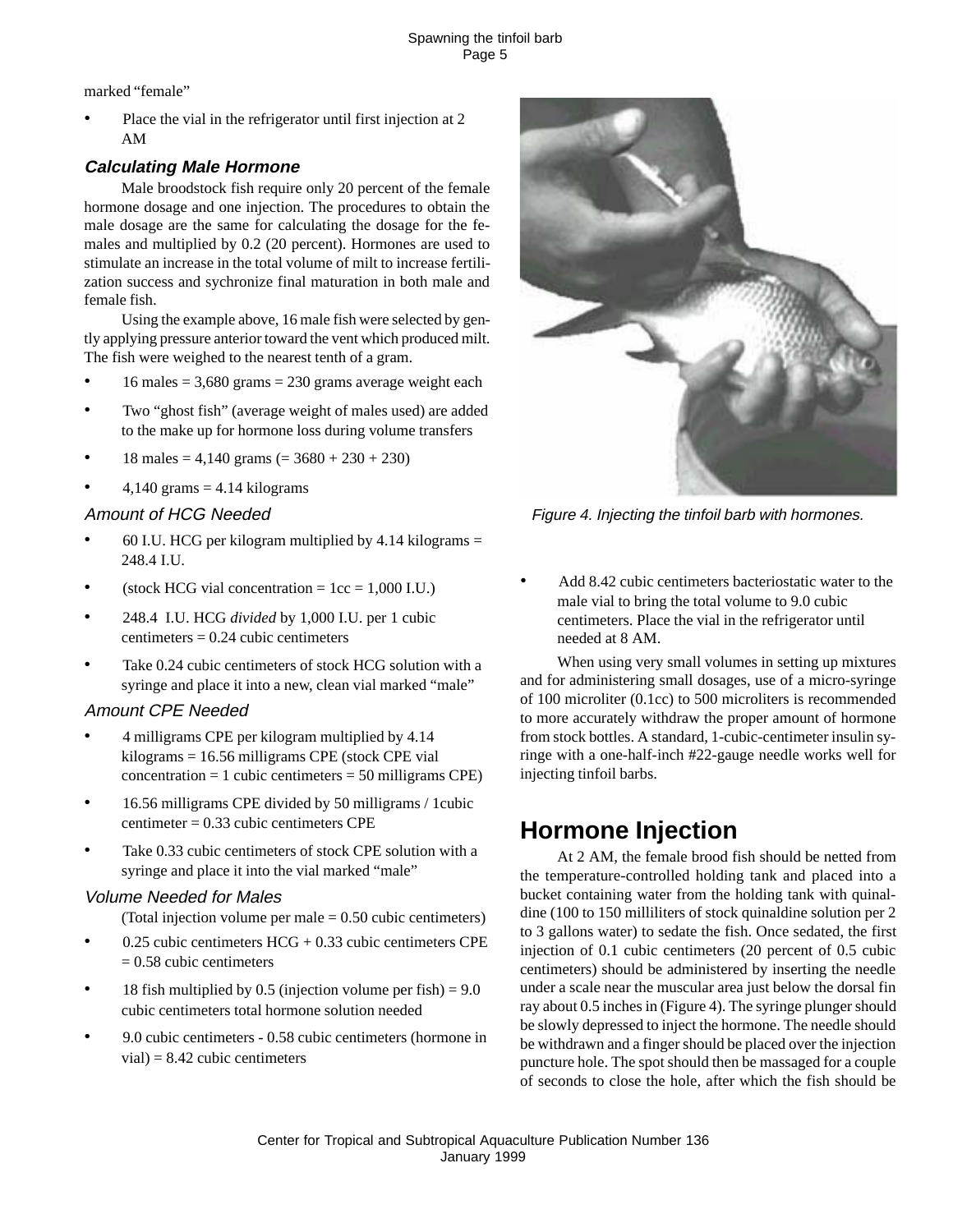marked “female”

- Place the vial in the refrigerator until first injection at 2 AM

### *Calculating Male Hormone*

Male broodstock fish require only 20 percent of the female hormone dosage and one injection. The procedures to obtain the male dosage are the same for calculating the dosage for the females and multiplied by 0.2 (20 percent). Hormones are used to stimulate an increase in the total volume of milt to increase fertilization success and sychronize final maturation in both male and female fish.

Using the example above, 16 male fish were selected by gently applying pressure anterior toward the vent which produced milt. The fish were weighed to the nearest tenth of a gram.

- 16 males = 3,680 grams = 230 grams average weight each
- Two “ghost fish” (average weight of males used) are added to the make up for hormone loss during volume transfers
- 18 males = 4,140 grams (= 3680 + 230 + 230)
- 4,140 grams = 4.14 kilograms

#### *Amount of HCG Needed*

- 60 I.U. HCG per kilogram multiplied by 4.14 kilograms = 248.4 I.U.
- (stock HCG vial concentration = 1cc = 1,000 I.U.)
- 248.4 I.U. HCG *divided* by 1,000 I.U. per 1 cubic centimeters = 0.24 cubic centimeters
- Take 0.24 cubic centimeters of stock HCG solution with a syringe and place it into a new, clean vial marked “male”

#### *Amount CPE Needed*

- 4 milligrams CPE per kilogram multiplied by 4.14 kilograms = 16.56 milligrams CPE (stock CPE vial concentration = 1 cubic centimeters = 50 milligrams CPE)
- 16.56 milligrams CPE divided by 50 milligrams / 1cubic centimeter = 0.33 cubic centimeters CPE
- Take 0.33 cubic centimeters of stock CPE solution with a syringe and place it into the vial marked “male”

#### *Volume Needed for Males*

(Total injection volume per male = 0.50 cubic centimeters)

- 0.25 cubic centimeters HCG + 0.33 cubic centimeters CPE = 0.58 cubic centimeters
- 18 fish multiplied by 0.5 (injection volume per fish) = 9.0 cubic centimeters total hormone solution needed
- 9.0 cubic centimeters - 0.58 cubic centimeters (hormone in vial) = 8.42 cubic centimeters

*Figure 4. Injecting the tinfoil barb with hormones.*

- Add 8.42 cubic centimeters bacteriostatic water to the male vial to bring the total volume to 9.0 cubic centimeters. Place the vial in the refrigerator until needed at 8 AM.

When using very small volumes in setting up mixtures and for administering small dosages, use of a micro-syringe of 100 microliter (0.1cc) to 500 microliters is recommended to more accurately withdraw the proper amount of hormone from stock bottles. A standard, 1-cubic-centimeter insulin syringe with a one-half-inch #22-gauge needle works well for injecting tinfoil barbs.

## Hormone Injection

At 2 AM, the female brood fish should be netted from the temperature-controlled holding tank and placed into a bucket containing water from the holding tank with quinaldine (100 to 150 milliliters of stock quinaldine solution per 2 to 3 gallons water) to sedate the fish. Once sedated, the first injection of 0.1 cubic centimeters (20 percent of 0.5 cubic centimeters) should be administered by inserting the needle under a scale near the muscular area just below the dorsal fin ray about 0.5 inches in (Figure 4). The syringe plunger should be slowly depressed to inject the hormone. The needle should be withdrawn and a finger should be placed over the injection puncture hole. The spot should then be massaged for a couple of seconds to close the hole, after which the fish should be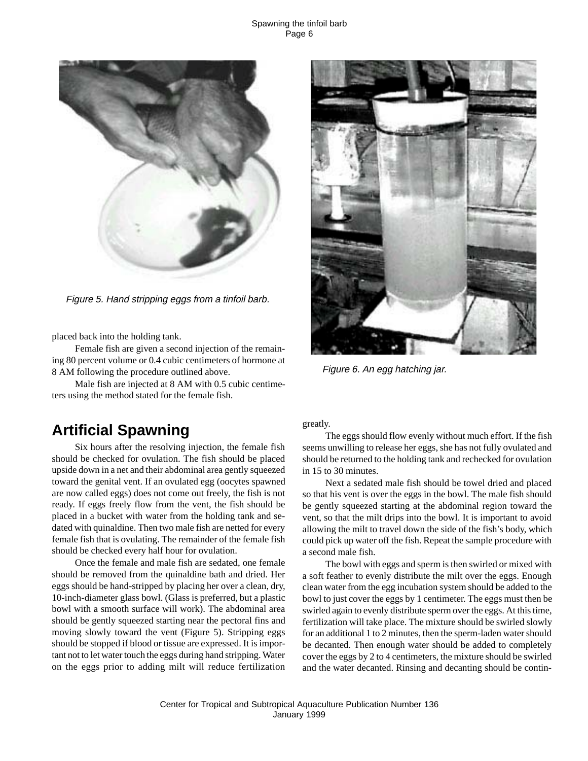Figure 5. Hand stripping eggs from a tinfoil barb.

Figure 6. An egg hatching jar.

placed back into the holding tank.

Female fish are given a second injection of the remaining 80 percent volume or 0.4 cubic centimeters of hormone at 8 AM following the procedure outlined above.

Male fish are injected at 8 AM with 0.5 cubic centimeters using the method stated for the female fish.

## Artificial Spawning

Six hours after the resolving injection, the female fish should be checked for ovulation. The fish should be placed upside down in a net and their abdominal area gently squeezed toward the genital vent. If an ovulated egg (oocytes spawned are now called eggs) does not come out freely, the fish is not ready. If eggs freely flow from the vent, the fish should be placed in a bucket with water from the holding tank and sedated with quinaldine. Then two male fish are netted for every female fish that is ovulating. The remainder of the female fish should be checked every half hour for ovulation.

Once the female and male fish are sedated, one female should be removed from the quinaldine bath and dried. Her eggs should be hand-stripped by placing her over a clean, dry, 10-inch-diameter glass bowl. (Glass is preferred, but a plastic bowl with a smooth surface will work). The abdominal area should be gently squeezed starting near the pectoral fins and moving slowly toward the vent (Figure 5). Stripping eggs should be stopped if blood or tissue are expressed. It is important not to let water touch the eggs during hand stripping. Water on the eggs prior to adding milt will reduce fertilization greatly.

The eggs should flow evenly without much effort. If the fish seems unwilling to release her eggs, she has not fully ovulated and should be returned to the holding tank and rechecked for ovulation in 15 to 30 minutes.

Next a sedated male fish should be towel dried and placed so that his vent is over the eggs in the bowl. The male fish should be gently squeezed starting at the abdominal region toward the vent, so that the milt drips into the bowl. It is important to avoid allowing the milt to travel down the side of the fish's body, which could pick up water off the fish. Repeat the sample procedure with a second male fish.

The bowl with eggs and sperm is then swirled or mixed with a soft feather to evenly distribute the milt over the eggs. Enough clean water from the egg incubation system should be added to the bowl to just cover the eggs by 1 centimeter. The eggs must then be swirled again to evenly distribute sperm over the eggs. At this time, fertilization will take place. The mixture should be swirled slowly for an additional 1 to 2 minutes, then the sperm-laden water should be decanted. Then enough water should be added to completely cover the eggs by 2 to 4 centimeters, the mixture should be swirled and the water decanted. Rinsing and decanting should be contin-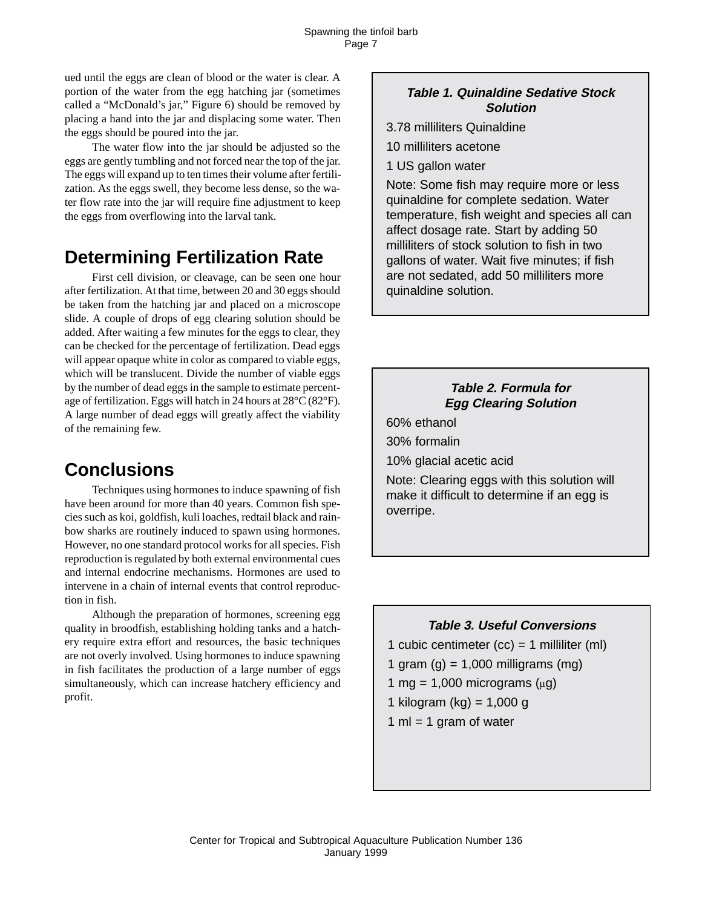ued until the eggs are clean of blood or the water is clear. A portion of the water from the egg hatching jar (sometimes called a "McDonald's jar," Figure 6) should be removed by placing a hand into the jar and displacing some water. Then the eggs should be poured into the jar.

The water flow into the jar should be adjusted so the eggs are gently tumbling and not forced near the top of the jar. The eggs will expand up to ten times their volume after fertilization. As the eggs swell, they become less dense, so the water flow rate into the jar will require fine adjustment to keep the eggs from overflowing into the larval tank.

## Determining Fertilization Rate

First cell division, or cleavage, can be seen one hour after fertilization. At that time, between 20 and 30 eggs should be taken from the hatching jar and placed on a microscope slide. A couple of drops of egg clearing solution should be added. After waiting a few minutes for the eggs to clear, they can be checked for the percentage of fertilization. Dead eggs will appear opaque white in color as compared to viable eggs, which will be translucent. Divide the number of viable eggs by the number of dead eggs in the sample to estimate percentage of fertilization. Eggs will hatch in 24 hours at 28°C (82°F). A large number of dead eggs will greatly affect the viability of the remaining few.

## Conclusions

Techniques using hormones to induce spawning of fish have been around for more than 40 years. Common fish species such as koi, goldfish, kuli loaches, redtail black and rainbow sharks are routinely induced to spawn using hormones. However, no one standard protocol works for all species. Fish reproduction is regulated by both external environmental cues and internal endocrine mechanisms. Hormones are used to intervene in a chain of internal events that control reproduction in fish.

Although the preparation of hormones, screening egg quality in broodfish, establishing holding tanks and a hatchery require extra effort and resources, the basic techniques are not overly involved. Using hormones to induce spawning in fish facilitates the production of a large number of eggs simultaneously, which can increase hatchery efficiency and profit.

***Table 1. Quinaldine Sedative Stock Solution***

3.78 milliliters Quinaldine

10 milliliters acetone

1 US gallon water

Note: Some fish may require more or less quinaldine for complete sedation. Water temperature, fish weight and species all can affect dosage rate. Start by adding 50 milliliters of stock solution to fish in two gallons of water. Wait five minutes; if fish are not sedated, add 50 milliliters more quinaldine solution.

***Table 2. Formula for Egg Clearing Solution***

60% ethanol

30% formalin

10% glacial acetic acid

Note: Clearing eggs with this solution will make it difficult to determine if an egg is overripe.

***Table 3. Useful Conversions***

1 cubic centimeter (cc) = 1 milliliter (ml)

1 gram (g) = 1,000 milligrams (mg)

1 mg = 1,000 micrograms (μg)

1 kilogram (kg) = 1,000 g

1 ml = 1 gram of water

Center for Tropical and Subtropical Aquaculture Publication Number 136
January 1999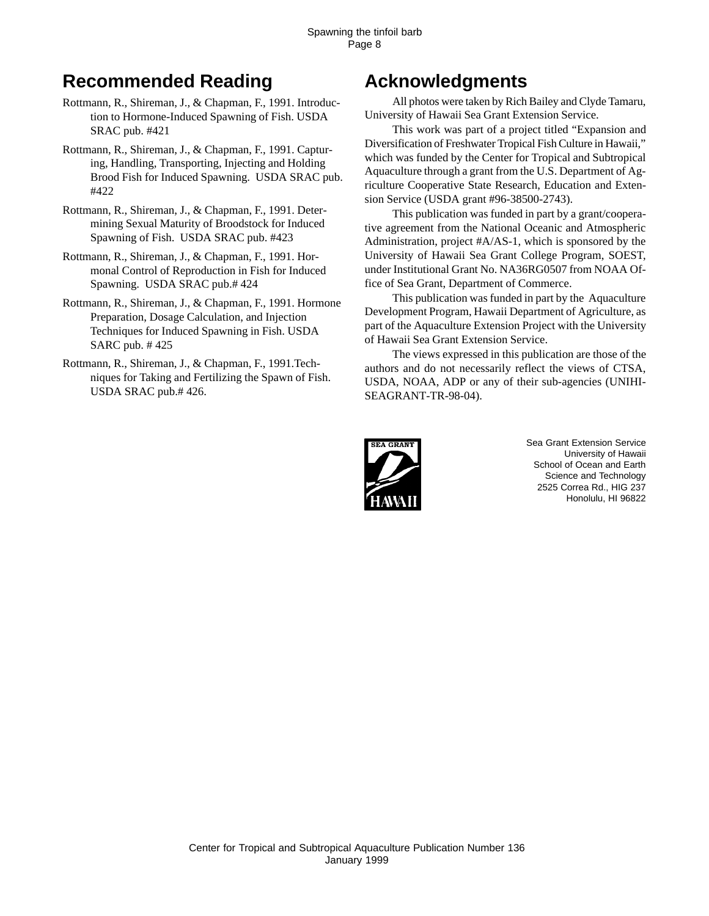## Recommended Reading

Rottmann, R., Shireman, J., & Chapman, F., 1991. Introduction to Hormone-Induced Spawning of Fish. USDA SRAC pub. #421

Rottmann, R., Shireman, J., & Chapman, F., 1991. Capturing, Handling, Transporting, Injecting and Holding Brood Fish for Induced Spawning. USDA SRAC pub. #422

Rottmann, R., Shireman, J., & Chapman, F., 1991. Determining Sexual Maturity of Broodstock for Induced Spawning of Fish. USDA SRAC pub. #423

Rottmann, R., Shireman, J., & Chapman, F., 1991. Hormonal Control of Reproduction in Fish for Induced Spawning. USDA SRAC pub.# 424

Rottmann, R., Shireman, J., & Chapman, F., 1991. Hormone Preparation, Dosage Calculation, and Injection Techniques for Induced Spawning in Fish. USDA SARC pub. # 425

Rottmann, R., Shireman, J., & Chapman, F., 1991.Techniques for Taking and Fertilizing the Spawn of Fish. USDA SRAC pub.# 426.

## Acknowledgments

All photos were taken by Rich Bailey and Clyde Tamaru, University of Hawaii Sea Grant Extension Service.

This work was part of a project titled "Expansion and Diversification of Freshwater Tropical Fish Culture in Hawaii," which was funded by the Center for Tropical and Subtropical Aquaculture through a grant from the U.S. Department of Agriculture Cooperative State Research, Education and Extension Service (USDA grant #96-38500-2743).

This publication was funded in part by a grant/cooperative agreement from the National Oceanic and Atmospheric Administration, project #A/AS-1, which is sponsored by the University of Hawaii Sea Grant College Program, SOEST, under Institutional Grant No. NA36RG0507 from NOAA Office of Sea Grant, Department of Commerce.

This publication was funded in part by the Aquaculture Development Program, Hawaii Department of Agriculture, as part of the Aquaculture Extension Project with the University of Hawaii Sea Grant Extension Service.

The views expressed in this publication are those of the authors and do not necessarily reflect the views of CTSA, USDA, NOAA, ADP or any of their sub-agencies (UNIHI-SEAGRANT-TR-98-04).

SEA GRANT HAWAII

Sea Grant Extension Service
University of Hawaii
School of Ocean and Earth
Science and Technology
2525 Correa Rd., HIG 237
Honolulu, HI 96822

Center for Tropical and Subtropical Aquaculture Publication Number 136
January 1999